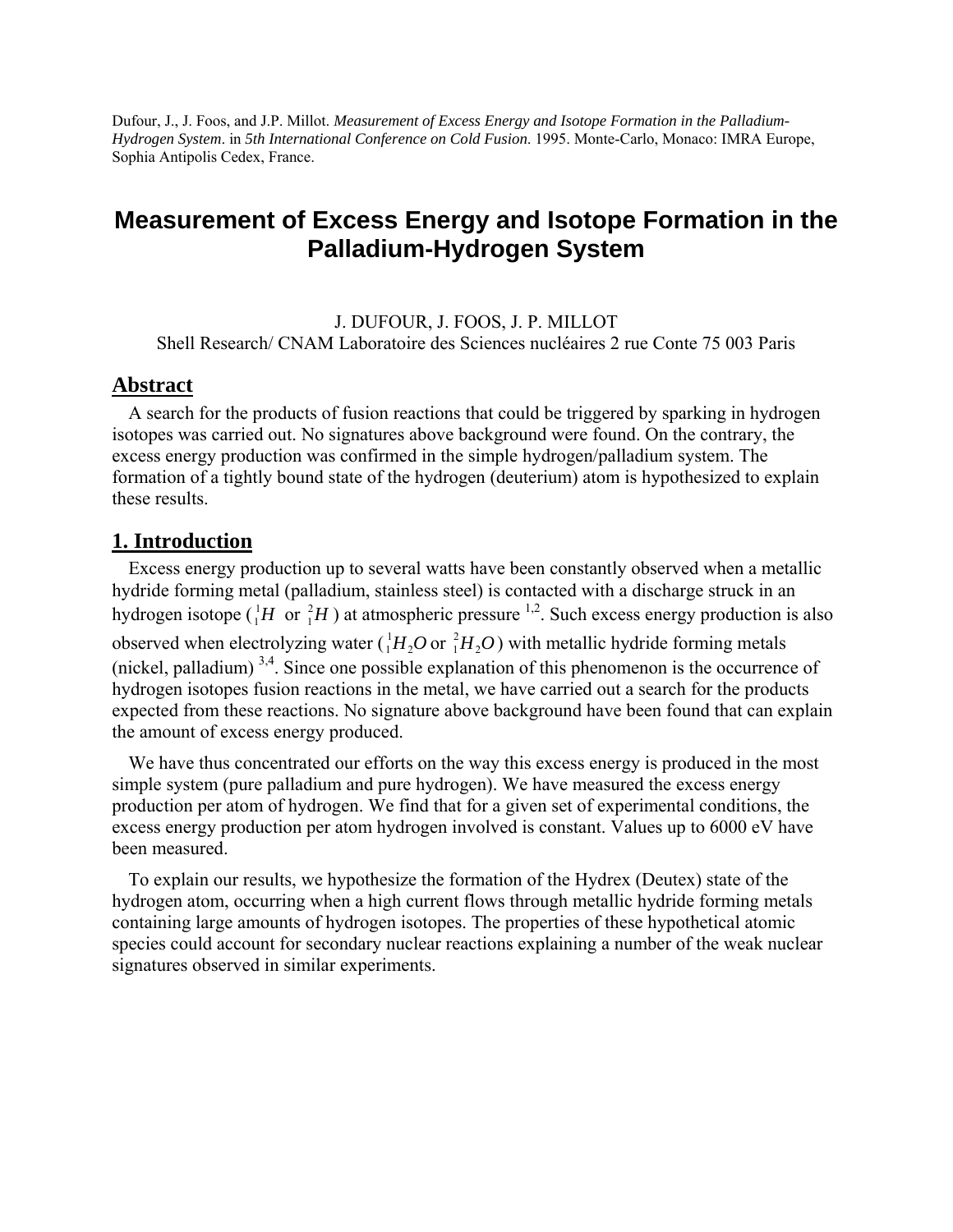Dufour, J., J. Foos, and J.P. Millot. *Measurement of Excess Energy and Isotope Formation in the Palladium-Hydrogen System*. in *5th International Conference on Cold Fusion*. 1995. Monte-Carlo, Monaco: IMRA Europe, Sophia Antipolis Cedex, France.

# Measurement of Excess Energy and Isotope Formation in the Palladium-Hydrogen System

J. DUFOUR, J. FOOS, J. P. MILLOT
Shell Research/ CNAM Laboratoire des Sciences nucléaires 2 rue Conte 75 003 Paris

## Abstract

A search for the products of fusion reactions that could be triggered by sparking in hydrogen isotopes was carried out. No signatures above background were found. On the contrary, the excess energy production was confirmed in the simple hydrogen/palladium system. The formation of a tightly bound state of the hydrogen (deuterium) atom is hypothesized to explain these results.

## 1. Introduction

Excess energy production up to several watts have been constantly observed when a metallic hydride forming metal (palladium, stainless steel) is contacted with a discharge struck in an hydrogen isotope ($_1^1H$ or $_1^2H$) at atmospheric pressure [1,2]. Such excess energy production is also observed when electrolyzing water ($_1^1H_2O$ or $_1^2H_2O$) with metallic hydride forming metals (nickel, palladium) [3,4]. Since one possible explanation of this phenomenon is the occurrence of hydrogen isotopes fusion reactions in the metal, we have carried out a search for the products expected from these reactions. No signature above background have been found that can explain the amount of excess energy produced.

We have thus concentrated our efforts on the way this excess energy is produced in the most simple system (pure palladium and pure hydrogen). We have measured the excess energy production per atom of hydrogen. We find that for a given set of experimental conditions, the excess energy production per atom hydrogen involved is constant. Values up to 6000 eV have been measured.

To explain our results, we hypothesize the formation of the Hydrex (Deutex) state of the hydrogen atom, occurring when a high current flows through metallic hydride forming metals containing large amounts of hydrogen isotopes. The properties of these hypothetical atomic species could account for secondary nuclear reactions explaining a number of the weak nuclear signatures observed in similar experiments.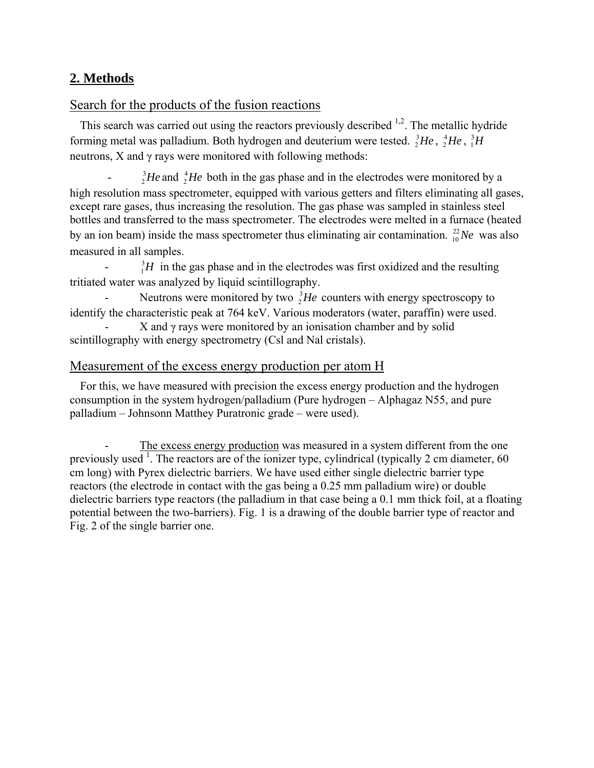## 2. Methods

### Search for the products of the fusion reactions

This search was carried out using the reactors previously described [1,2]. The metallic hydride forming metal was palladium. Both hydrogen and deuterium were tested. ${}^{3}_{2}He$, ${}^{4}_{2}He$, ${}^{3}_{1}H$ neutrons, X and γ rays were monitored with following methods:

- ${}^{3}_{2}He$ and ${}^{4}_{2}He$ both in the gas phase and in the electrodes were monitored by a high resolution mass spectrometer, equipped with various getters and filters eliminating all gases, except rare gases, thus increasing the resolution. The gas phase was sampled in stainless steel bottles and transferred to the mass spectrometer. The electrodes were melted in a furnace (heated by an ion beam) inside the mass spectrometer thus eliminating air contamination. ${}^{22}_{10}Ne$ was also measured in all samples.
- ${}^{3}_{1}H$ in the gas phase and in the electrodes was first oxidized and the resulting tritiated water was analyzed by liquid scintillography.
- Neutrons were monitored by two ${}^{3}_{2}He$ counters with energy spectroscopy to identify the characteristic peak at 764 keV. Various moderators (water, paraffin) were used.
- X and γ rays were monitored by an ionisation chamber and by solid scintillography with energy spectrometry (Csl and Nal cristals).

### Measurement of the excess energy production per atom H

For this, we have measured with precision the excess energy production and the hydrogen consumption in the system hydrogen/palladium (Pure hydrogen – Alphagaz N55, and pure palladium – Johnsonn Matthey Puratronic grade – were used).

- The excess energy production was measured in a system different from the one previously used [1]. The reactors are of the ionizer type, cylindrical (typically 2 cm diameter, 60 cm long) with Pyrex dielectric barriers. We have used either single dielectric barrier type reactors (the electrode in contact with the gas being a 0.25 mm palladium wire) or double dielectric barriers type reactors (the palladium in that case being a 0.1 mm thick foil, at a floating potential between the two-barriers). Fig. 1 is a drawing of the double barrier type of reactor and Fig. 2 of the single barrier one.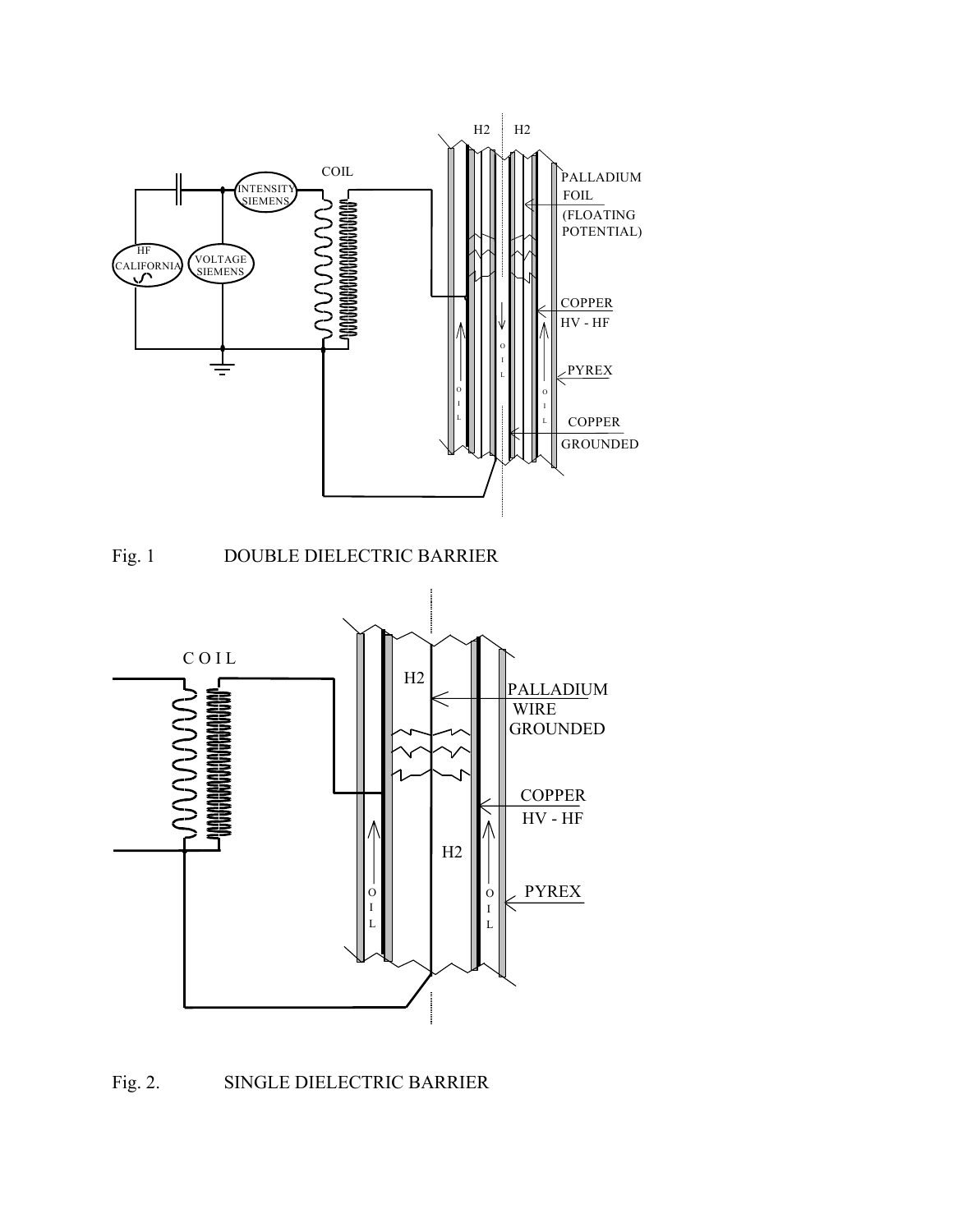$H_2$ $H_2$

COIL

INTENSITY SIEMENS

HF CALIFORNIA

VOLTAGE SIEMENS

PALLADIUM FOIL (FLOATING POTENTIAL)

OIL

OIL

OIL

COPPER HV - HF

PYREX

COPPER GROUNDED

Fig. 1 DOUBLE DIELECTRIC BARRIER

C O I L

$H_2$

PALLADIUM WIRE GROUNDED

COPPER HV - HF

$H_2$

OIL

OIL

PYREX

Fig. 2. SINGLE DIELECTRIC BARRIER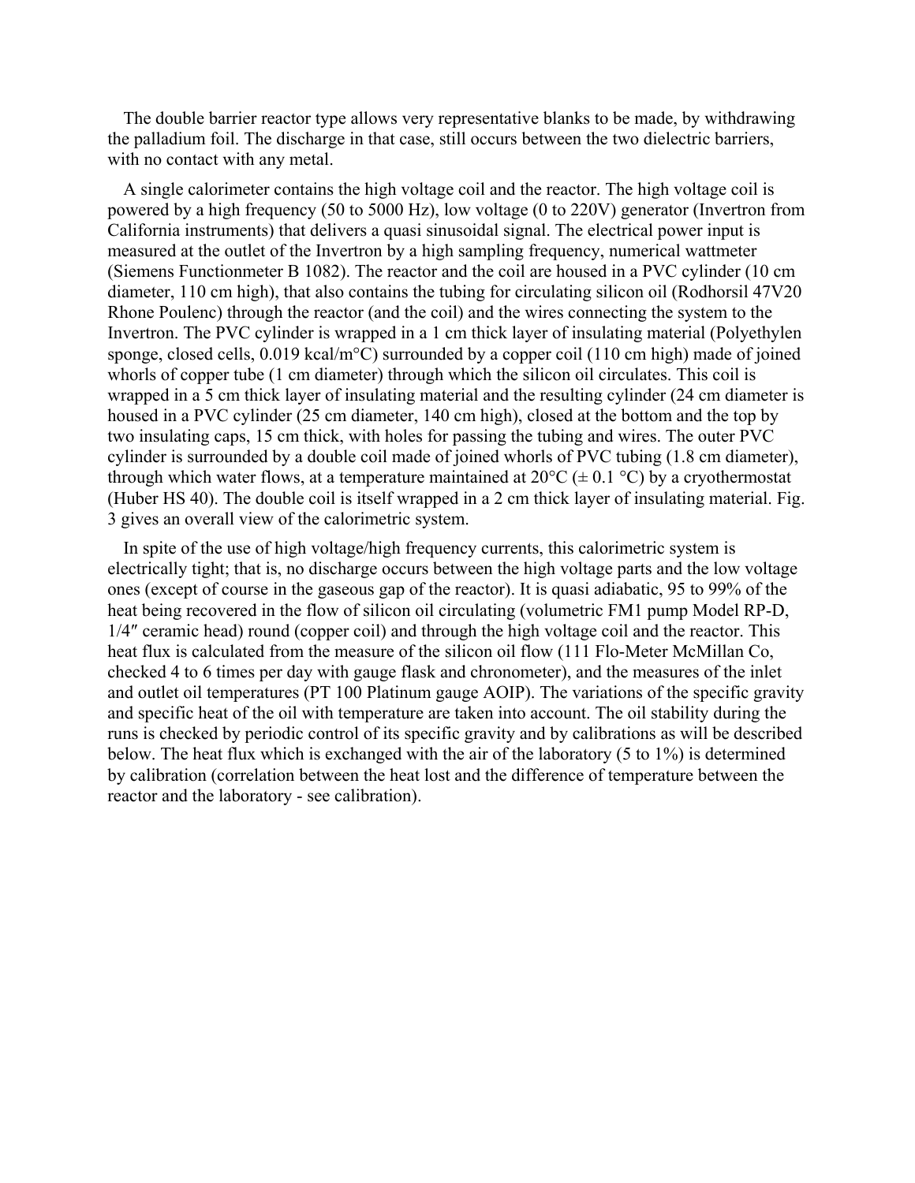The double barrier reactor type allows very representative blanks to be made, by withdrawing the palladium foil. The discharge in that case, still occurs between the two dielectric barriers, with no contact with any metal.

A single calorimeter contains the high voltage coil and the reactor. The high voltage coil is powered by a high frequency (50 to 5000 Hz), low voltage (0 to 220V) generator (Invertron from California instruments) that delivers a quasi sinusoidal signal. The electrical power input is measured at the outlet of the Invertron by a high sampling frequency, numerical wattmeter (Siemens Functionmeter B 1082). The reactor and the coil are housed in a PVC cylinder (10 cm diameter, 110 cm high), that also contains the tubing for circulating silicon oil (Rodhorsil 47V20 Rhone Poulenc) through the reactor (and the coil) and the wires connecting the system to the Invertron. The PVC cylinder is wrapped in a 1 cm thick layer of insulating material (Polyethylen sponge, closed cells, 0.019 kcal/m°C) surrounded by a copper coil (110 cm high) made of joined whorls of copper tube (1 cm diameter) through which the silicon oil circulates. This coil is wrapped in a 5 cm thick layer of insulating material and the resulting cylinder (24 cm diameter is housed in a PVC cylinder (25 cm diameter, 140 cm high), closed at the bottom and the top by two insulating caps, 15 cm thick, with holes for passing the tubing and wires. The outer PVC cylinder is surrounded by a double coil made of joined whorls of PVC tubing (1.8 cm diameter), through which water flows, at a temperature maintained at 20°C (± 0.1 °C) by a cryothermostat (Huber HS 40). The double coil is itself wrapped in a 2 cm thick layer of insulating material. Fig. 3 gives an overall view of the calorimetric system.

In spite of the use of high voltage/high frequency currents, this calorimetric system is electrically tight; that is, no discharge occurs between the high voltage parts and the low voltage ones (except of course in the gaseous gap of the reactor). It is quasi adiabatic, 95 to 99% of the heat being recovered in the flow of silicon oil circulating (volumetric FM1 pump Model RP-D, 1/4″ ceramic head) round (copper coil) and through the high voltage coil and the reactor. This heat flux is calculated from the measure of the silicon oil flow (111 Flo-Meter McMillan Co, checked 4 to 6 times per day with gauge flask and chronometer), and the measures of the inlet and outlet oil temperatures (PT 100 Platinum gauge AOIP). The variations of the specific gravity and specific heat of the oil with temperature are taken into account. The oil stability during the runs is checked by periodic control of its specific gravity and by calibrations as will be described below. The heat flux which is exchanged with the air of the laboratory (5 to 1%) is determined by calibration (correlation between the heat lost and the difference of temperature between the reactor and the laboratory - see calibration).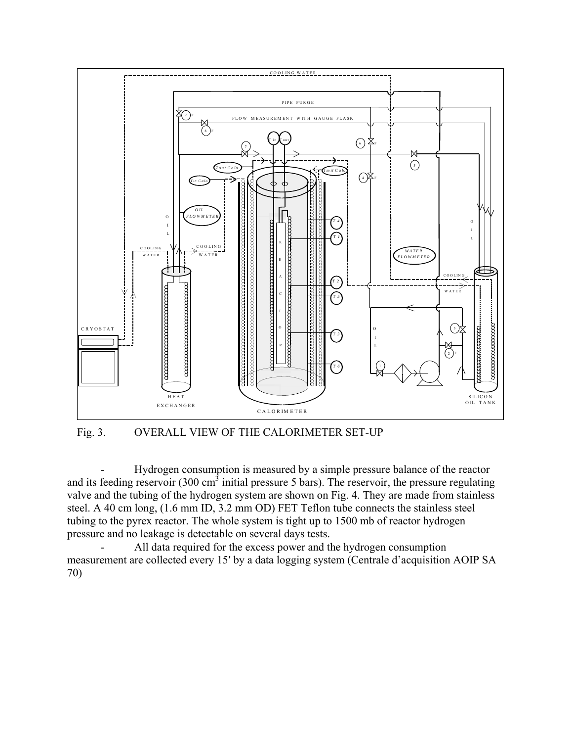Fig. 3. OVERALL VIEW OF THE CALORIMETER SET-UP

- Hydrogen consumption is measured by a simple pressure balance of the reactor and its feeding reservoir (300 cm$^3$ initial pressure 5 bars). The reservoir, the pressure regulating valve and the tubing of the hydrogen system are shown on Fig. 4. They are made from stainless steel. A 40 cm long, (1.6 mm ID, 3.2 mm OD) FET Teflon tube connects the stainless steel tubing to the pyrex reactor. The whole system is tight up to 1500 mb of reactor hydrogen pressure and no leakage is detectable on several days tests.
- All data required for the excess power and the hydrogen consumption measurement are collected every 15′ by a data logging system (Centrale d'acquisition AOIP SA 70)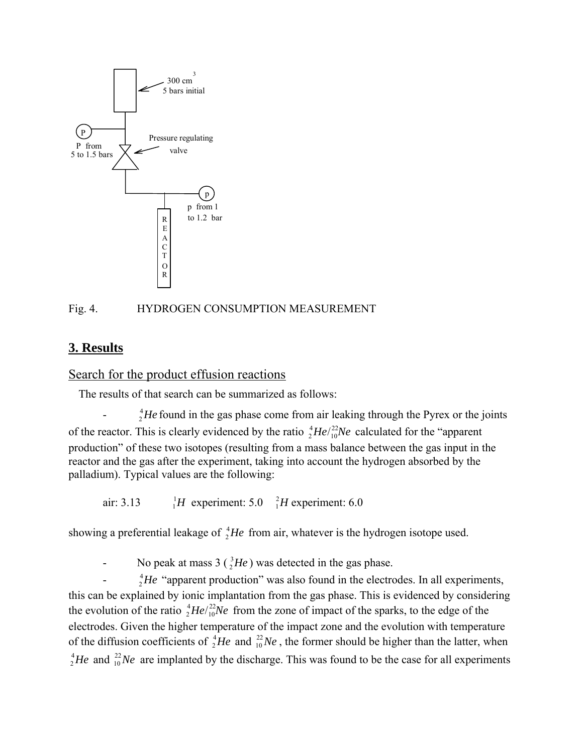300 cm$^3$
5 bars initial

P
P from
5 to 1.5 bars

Pressure regulating
valve

p
p from 1
to 1.2 bar

REACTOR

Fig. 4. HYDROGEN CONSUMPTION MEASUREMENT

## 3. Results

### Search for the product effusion reactions

The results of that search can be summarized as follows:

- $^{4}_{2}He$ found in the gas phase come from air leaking through the Pyrex or the joints of the reactor. This is clearly evidenced by the ratio $^{4}_{2}He/^{22}_{10}Ne$ calculated for the "apparent production" of these two isotopes (resulting from a mass balance between the gas input in the reactor and the gas after the experiment, taking into account the hydrogen absorbed by the palladium). Typical values are the following:

air: 3.13 $^{1}_{1}H$ experiment: 5.0 $^{2}_{1}H$ experiment: 6.0

showing a preferential leakage of $^{4}_{2}He$ from air, whatever is the hydrogen isotope used.

- No peak at mass 3 ($^{3}_{2}He$) was detected in the gas phase.
- $^{4}_{2}He$ "apparent production" was also found in the electrodes. In all experiments, this can be explained by ionic implantation from the gas phase. This is evidenced by considering the evolution of the ratio $^{4}_{2}He/^{22}_{10}Ne$ from the zone of impact of the sparks, to the edge of the electrodes. Given the higher temperature of the impact zone and the evolution with temperature of the diffusion coefficients of $^{4}_{2}He$ and $^{22}_{10}Ne$, the former should be higher than the latter, when $^{4}_{2}He$ and $^{22}_{10}Ne$ are implanted by the discharge. This was found to be the case for all experiments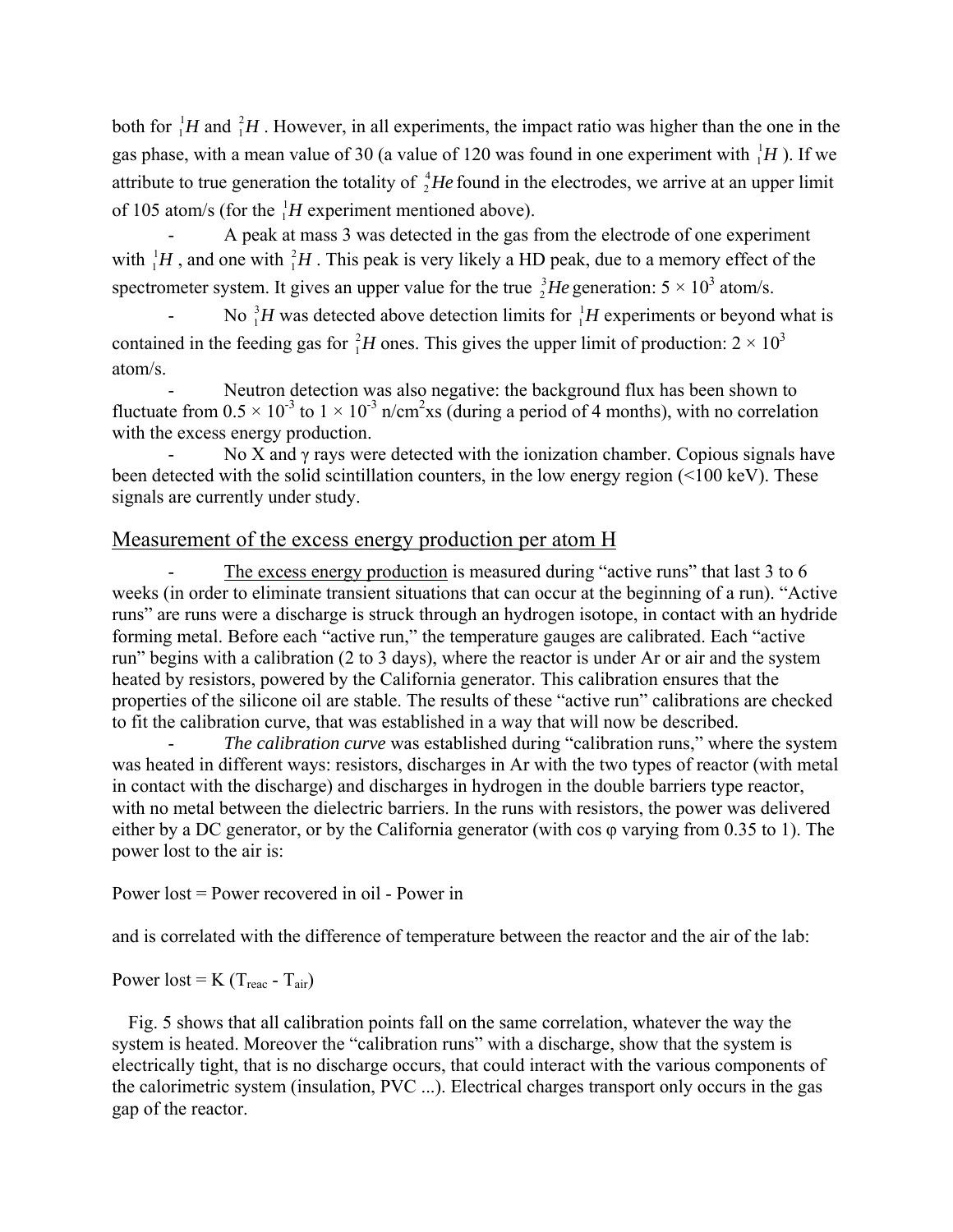both for ${}^{1}_{1}H$ and ${}^{2}_{1}H$ . However, in all experiments, the impact ratio was higher than the one in the gas phase, with a mean value of 30 (a value of 120 was found in one experiment with ${}^{1}_{1}H$ ). If we attribute to true generation the totality of ${}^{4}_{2}He$ found in the electrodes, we arrive at an upper limit of 105 atom/s (for the ${}^{1}_{1}H$ experiment mentioned above).

- A peak at mass 3 was detected in the gas from the electrode of one experiment with ${}^{1}_{1}H$ , and one with ${}^{2}_{1}H$ . This peak is very likely a HD peak, due to a memory effect of the spectrometer system. It gives an upper value for the true ${}^{3}_{2}He$ generation: $5 \times 10^{3}$ atom/s.
- No ${}^{3}_{1}H$ was detected above detection limits for ${}^{1}_{1}H$ experiments or beyond what is contained in the feeding gas for ${}^{2}_{1}H$ ones. This gives the upper limit of production: $2 \times 10^{3}$ atom/s.
- Neutron detection was also negative: the background flux has been shown to fluctuate from $0.5 \times 10^{-3}$ to $1 \times 10^{-3}$ n/cm$^{2}$xs (during a period of 4 months), with no correlation with the excess energy production.
- No X and γ rays were detected with the ionization chamber. Copious signals have been detected with the solid scintillation counters, in the low energy region (<100 keV). These signals are currently under study.

## Measurement of the excess energy production per atom H

- The excess energy production is measured during "active runs" that last 3 to 6 weeks (in order to eliminate transient situations that can occur at the beginning of a run). "Active runs" are runs were a discharge is struck through an hydrogen isotope, in contact with an hydride forming metal. Before each "active run," the temperature gauges are calibrated. Each "active run" begins with a calibration (2 to 3 days), where the reactor is under Ar or air and the system heated by resistors, powered by the California generator. This calibration ensures that the properties of the silicone oil are stable. The results of these "active run" calibrations are checked to fit the calibration curve, that was established in a way that will now be described.
- *The calibration curve* was established during "calibration runs," where the system was heated in different ways: resistors, discharges in Ar with the two types of reactor (with metal in contact with the discharge) and discharges in hydrogen in the double barriers type reactor, with no metal between the dielectric barriers. In the runs with resistors, the power was delivered either by a DC generator, or by the California generator (with cos φ varying from 0.35 to 1). The power lost to the air is:

Power lost = Power recovered in oil - Power in

and is correlated with the difference of temperature between the reactor and the air of the lab:

Power lost = K ($T_{reac}$ - $T_{air}$)

Fig. 5 shows that all calibration points fall on the same correlation, whatever the way the system is heated. Moreover the "calibration runs" with a discharge, show that the system is electrically tight, that is no discharge occurs, that could interact with the various components of the calorimetric system (insulation, PVC ...). Electrical charges transport only occurs in the gas gap of the reactor.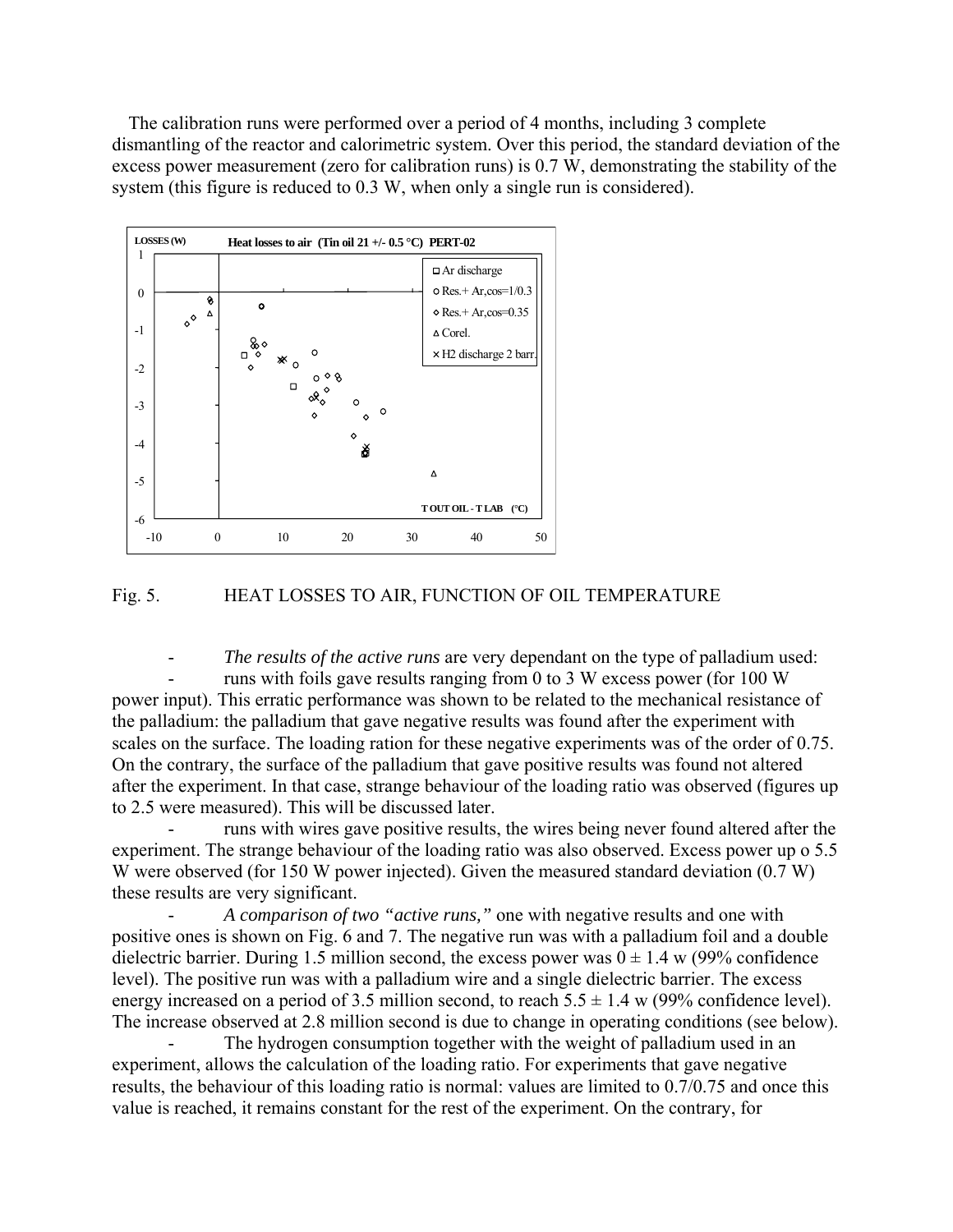The calibration runs were performed over a period of 4 months, including 3 complete dismantling of the reactor and calorimetric system. Over this period, the standard deviation of the excess power measurement (zero for calibration runs) is 0.7 W, demonstrating the stability of the system (this figure is reduced to 0.3 W, when only a single run is considered).

LOSSES (W)
Heat losses to air (Tin oil 21 +/- 0.5 °C) PERT-02
Ar discharge
Res.+ Ar,cos=1/0.3
Res.+ Ar,cos=0.35
Corel.
H2 discharge 2 barr.
T OUT OIL - T LAB (°C)
1
0
-1
-2
-3
-4
-5
-6
-10
0
10
20
30
40
50

Fig. 5. HEAT LOSSES TO AIR, FUNCTION OF OIL TEMPERATURE

- *The results of the active runs* are very dependant on the type of palladium used:
- runs with foils gave results ranging from 0 to 3 W excess power (for 100 W power input). This erratic performance was shown to be related to the mechanical resistance of the palladium: the palladium that gave negative results was found after the experiment with scales on the surface. The loading ration for these negative experiments was of the order of 0.75. On the contrary, the surface of the palladium that gave positive results was found not altered after the experiment. In that case, strange behaviour of the loading ratio was observed (figures up to 2.5 were measured). This will be discussed later.
- runs with wires gave positive results, the wires being never found altered after the experiment. The strange behaviour of the loading ratio was also observed. Excess power up o 5.5 W were observed (for 150 W power injected). Given the measured standard deviation (0.7 W) these results are very significant.
- *A comparison of two "active runs,"* one with negative results and one with positive ones is shown on Fig. 6 and 7. The negative run was with a palladium foil and a double dielectric barrier. During 1.5 million second, the excess power was $0 \pm 1.4$ w (99% confidence level). The positive run was with a palladium wire and a single dielectric barrier. The excess energy increased on a period of 3.5 million second, to reach $5.5 \pm 1.4$ w (99% confidence level). The increase observed at 2.8 million second is due to change in operating conditions (see below).
- The hydrogen consumption together with the weight of palladium used in an experiment, allows the calculation of the loading ratio. For experiments that gave negative results, the behaviour of this loading ratio is normal: values are limited to 0.7/0.75 and once this value is reached, it remains constant for the rest of the experiment. On the contrary, for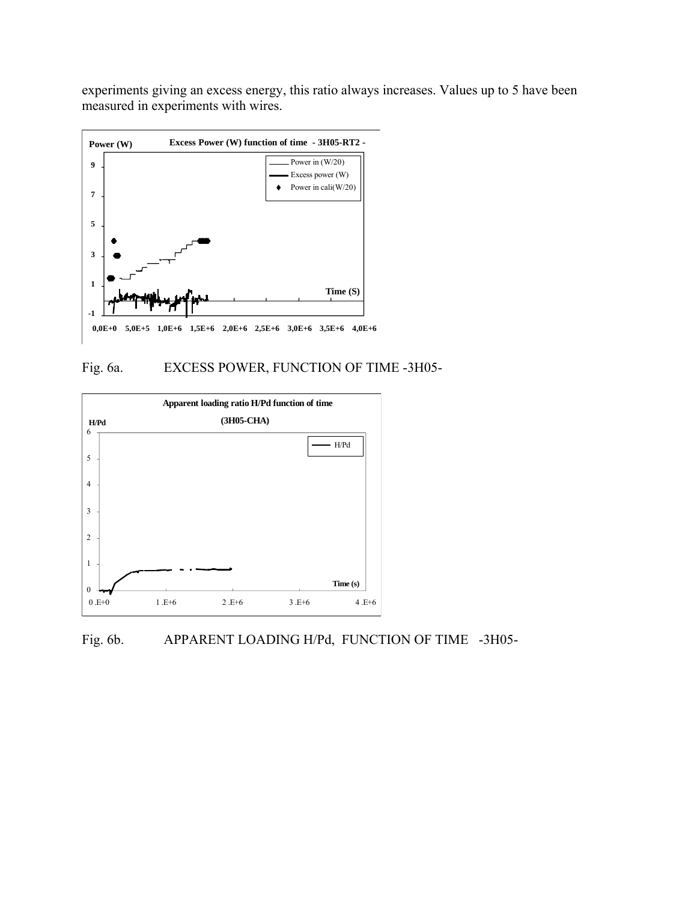experiments giving an excess energy, this ratio always increases. Values up to 5 have been measured in experiments with wires.

Power (W)

Excess Power (W) function of time - 3H05-RT2 -

Power in (W/20)

Excess power (W)

Power in cali(W/20)

9

7

5

3

1

-1

Time (S)

0,0E+0 5,0E+5 1,0E+6 1,5E+6 2,0E+6 2,5E+6 3,0E+6 3,5E+6 4,0E+6

Fig. 6a. EXCESS POWER, FUNCTION OF TIME -3H05-

Apparent loading ratio H/Pd function of time

(3H05-CHA)

H/Pd

H/Pd

6

5

4

3

2

1

0

Time (s)

0 .E+0 1 .E+6 2 .E+6 3 .E+6 4 .E+6

Fig. 6b. APPARENT LOADING H/Pd, FUNCTION OF TIME -3H05-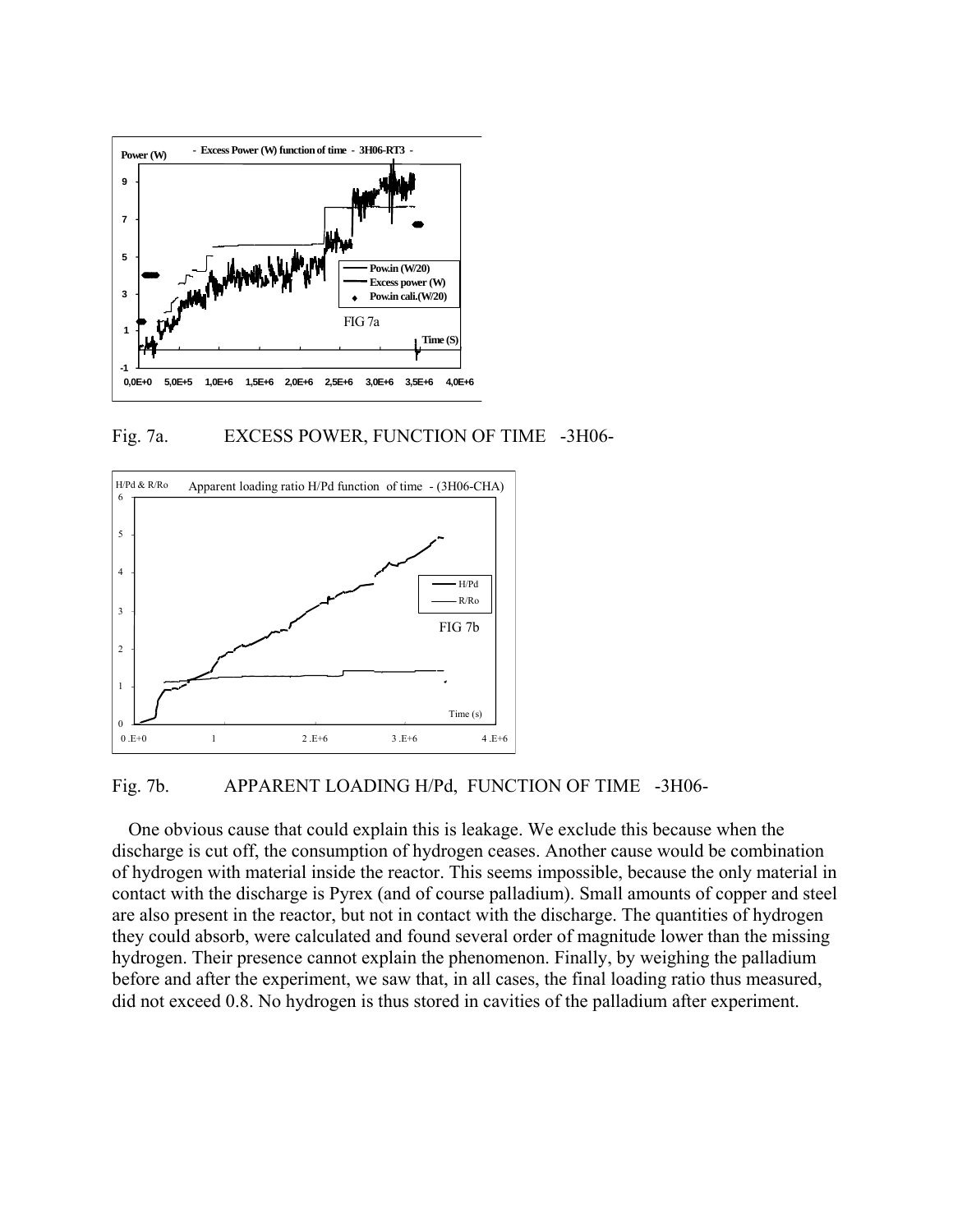- Excess Power (W) function of time - 3H06-RT3 -

Power (W)

9

7

5

3

1

-1

0,0E+0 5,0E+5 1,0E+6 1,5E+6 2,0E+6 2,5E+6 3,0E+6 3,5E+6 4,0E+6

Pow.in (W/20)

Excess power (W)

Pow.in cali.(W/20)

FIG 7a

Time (S)

Fig. 7a. EXCESS POWER, FUNCTION OF TIME -3H06-

H/Pd & R/Ro

Apparent loading ratio H/Pd function of time - (3H06-CHA)

6

5

4

3

2

1

0

0 .E+0 1 2 .E+6 3 .E+6 4 .E+6

H/Pd

R/Ro

FIG 7b

Time (s)

Fig. 7b. APPARENT LOADING H/Pd, FUNCTION OF TIME -3H06-

One obvious cause that could explain this is leakage. We exclude this because when the discharge is cut off, the consumption of hydrogen ceases. Another cause would be combination of hydrogen with material inside the reactor. This seems impossible, because the only material in contact with the discharge is Pyrex (and of course palladium). Small amounts of copper and steel are also present in the reactor, but not in contact with the discharge. The quantities of hydrogen they could absorb, were calculated and found several order of magnitude lower than the missing hydrogen. Their presence cannot explain the phenomenon. Finally, by weighing the palladium before and after the experiment, we saw that, in all cases, the final loading ratio thus measured, did not exceed 0.8. No hydrogen is thus stored in cavities of the palladium after experiment.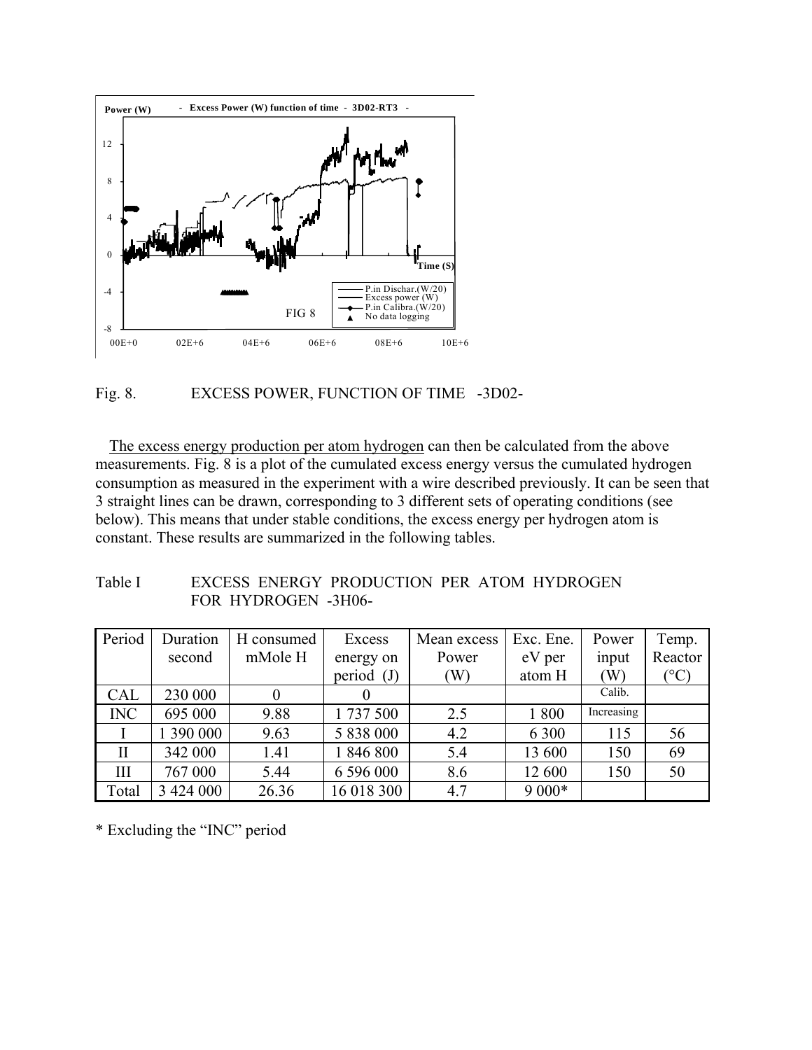Power (W)

- Excess Power (W) function of time - 3D02-RT3 -

12

8

4

0

-4

-8

00E+0

02E+6

04E+6

06E+6

08E+6

10E+6

Time (S)

P.in Dischar.(W/20)

Excess power (W)

P.in Calibra.(W/20)

No data logging

FIG 8

Fig. 8. EXCESS POWER, FUNCTION OF TIME -3D02-

The excess energy production per atom hydrogen can then be calculated from the above measurements. Fig. 8 is a plot of the cumulated excess energy versus the cumulated hydrogen consumption as measured in the experiment with a wire described previously. It can be seen that 3 straight lines can be drawn, corresponding to 3 different sets of operating conditions (see below). This means that under stable conditions, the excess energy per hydrogen atom is constant. These results are summarized in the following tables.

Table I EXCESS ENERGY PRODUCTION PER ATOM HYDROGEN FOR HYDROGEN -3H06-

| Period | Duration second | H consumed mMole H | Excess energy on period (J) | Mean excess Power (W) | Exc. Ene. eV per atom H | Power input (W) | Temp. Reactor (°C) |
|---|---|---|---|---|---|---|---|
| CAL | 230 000 | 0 | 0 | | | Calib. | |
| INC | 695 000 | 9.88 | 1 737 500 | 2.5 | 1 800 | Increasing | |
| I | 1 390 000 | 9.63 | 5 838 000 | 4.2 | 6 300 | 115 | 56 |
| II | 342 000 | 1.41 | 1 846 800 | 5.4 | 13 600 | 150 | 69 |
| III | 767 000 | 5.44 | 6 596 000 | 8.6 | 12 600 | 150 | 50 |
| Total | 3 424 000 | 26.36 | 16 018 300 | 4.7 | 9 000* | | |

* Excluding the "INC" period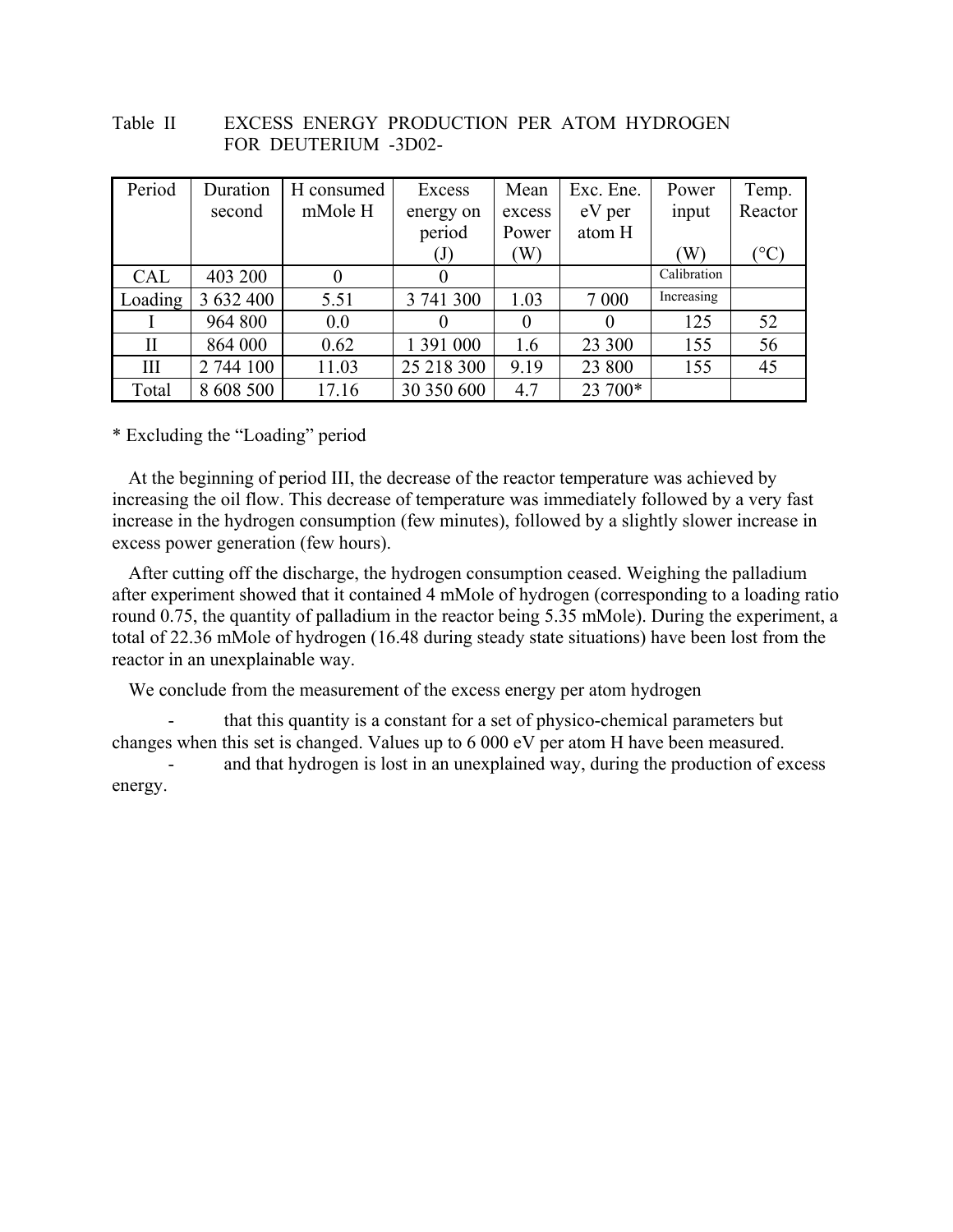Table II EXCESS ENERGY PRODUCTION PER ATOM HYDROGEN FOR DEUTERIUM -3D02-

| Period | Duration second | H consumed mMole H | Excess energy on period (J) | Mean excess Power (W) | Exc. Ene. eV per atom H | Power input (W) | Temp. Reactor (°C) |
|---|---|---|---|---|---|---|---|
| CAL | 403 200 | 0 | 0 | | | Calibration | |
| Loading | 3 632 400 | 5.51 | 3 741 300 | 1.03 | 7 000 | Increasing | |
| I | 964 800 | 0.0 | 0 | 0 | 0 | 125 | 52 |
| II | 864 000 | 0.62 | 1 391 000 | 1.6 | 23 300 | 155 | 56 |
| III | 2 744 100 | 11.03 | 25 218 300 | 9.19 | 23 800 | 155 | 45 |
| Total | 8 608 500 | 17.16 | 30 350 600 | 4.7 | 23 700* | | |

* Excluding the "Loading" period

At the beginning of period III, the decrease of the reactor temperature was achieved by increasing the oil flow. This decrease of temperature was immediately followed by a very fast increase in the hydrogen consumption (few minutes), followed by a slightly slower increase in excess power generation (few hours).

After cutting off the discharge, the hydrogen consumption ceased. Weighing the palladium after experiment showed that it contained 4 mMole of hydrogen (corresponding to a loading ratio round 0.75, the quantity of palladium in the reactor being 5.35 mMole). During the experiment, a total of 22.36 mMole of hydrogen (16.48 during steady state situations) have been lost from the reactor in an unexplainable way.

We conclude from the measurement of the excess energy per atom hydrogen

- that this quantity is a constant for a set of physico-chemical parameters but changes when this set is changed. Values up to 6 000 eV per atom H have been measured.
- and that hydrogen is lost in an unexplained way, during the production of excess energy.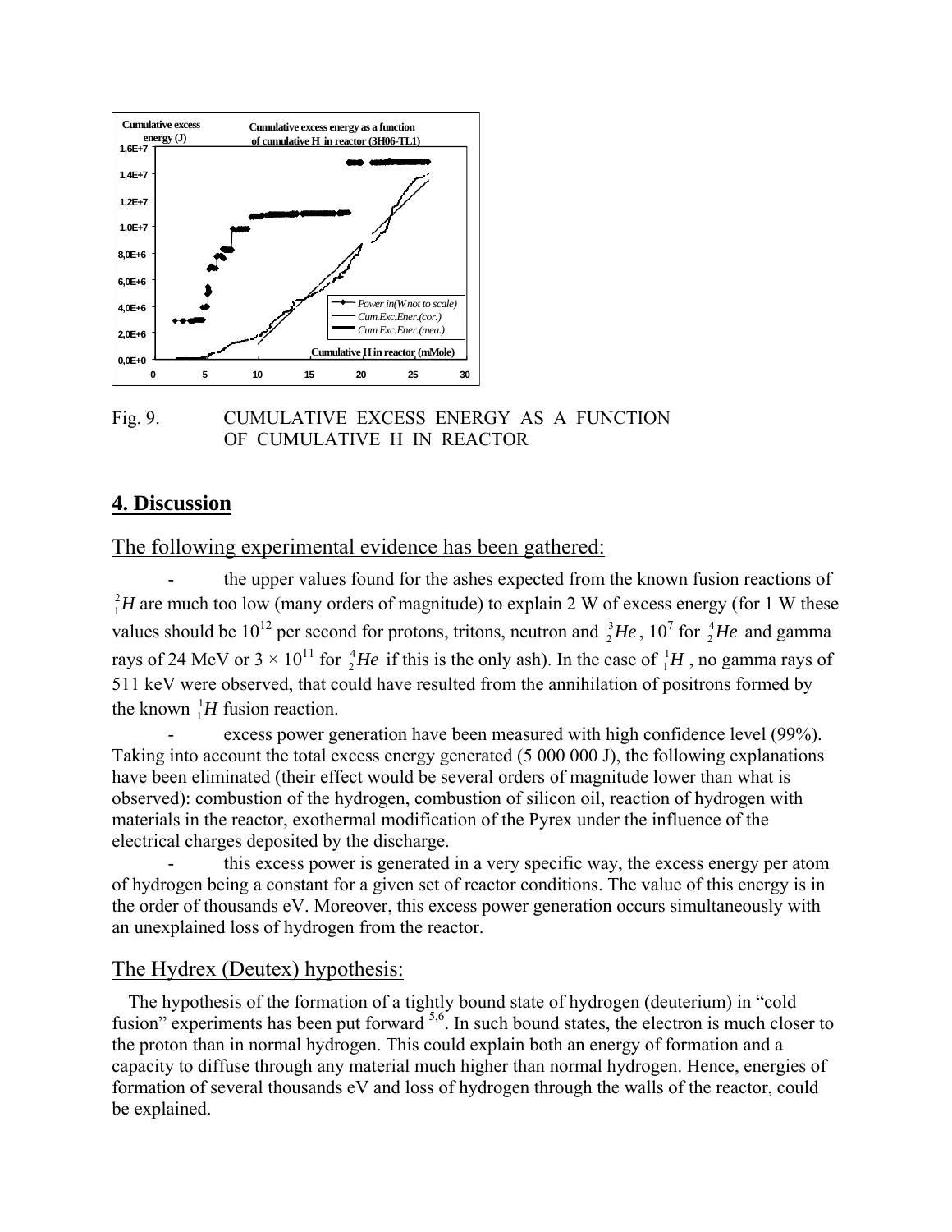Cumulative excess energy (J)

Cumulative excess energy as a function of cumulative H in reactor (3H06-TL1)

1,6E+7
1,4E+7
1,2E+7
1,0E+7
8,0E+6
6,0E+6
4,0E+6
2,0E+6
0,0E+0

0 5 10 15 20 25 30

Power in(W not to scale)
Cum.Exc.Ener.(cor.)
Cum.Exc.Ener.(mea.)

Cumulative H in reactor (mMole)

Fig. 9. CUMULATIVE EXCESS ENERGY AS A FUNCTION OF CUMULATIVE H IN REACTOR

## 4. Discussion

### The following experimental evidence has been gathered:

- the upper values found for the ashes expected from the known fusion reactions of $^{2}_{1}H$ are much too low (many orders of magnitude) to explain 2 W of excess energy (for 1 W these values should be $10^{12}$ per second for protons, tritons, neutron and $^{3}_{2}He$, $10^{7}$ for $^{4}_{2}He$ and gamma rays of 24 MeV or $3 \times 10^{11}$ for $^{4}_{2}He$ if this is the only ash). In the case of $^{1}_{1}H$, no gamma rays of 511 keV were observed, that could have resulted from the annihilation of positrons formed by the known $^{1}_{1}H$ fusion reaction.
- excess power generation have been measured with high confidence level (99%). Taking into account the total excess energy generated (5 000 000 J), the following explanations have been eliminated (their effect would be several orders of magnitude lower than what is observed): combustion of the hydrogen, combustion of silicon oil, reaction of hydrogen with materials in the reactor, exothermal modification of the Pyrex under the influence of the electrical charges deposited by the discharge.
- this excess power is generated in a very specific way, the excess energy per atom of hydrogen being a constant for a given set of reactor conditions. The value of this energy is in the order of thousands eV. Moreover, this excess power generation occurs simultaneously with an unexplained loss of hydrogen from the reactor.

### The Hydrex (Deutex) hypothesis:

The hypothesis of the formation of a tightly bound state of hydrogen (deuterium) in "cold fusion" experiments has been put forward [5,6]. In such bound states, the electron is much closer to the proton than in normal hydrogen. This could explain both an energy of formation and a capacity to diffuse through any material much higher than normal hydrogen. Hence, energies of formation of several thousands eV and loss of hydrogen through the walls of the reactor, could be explained.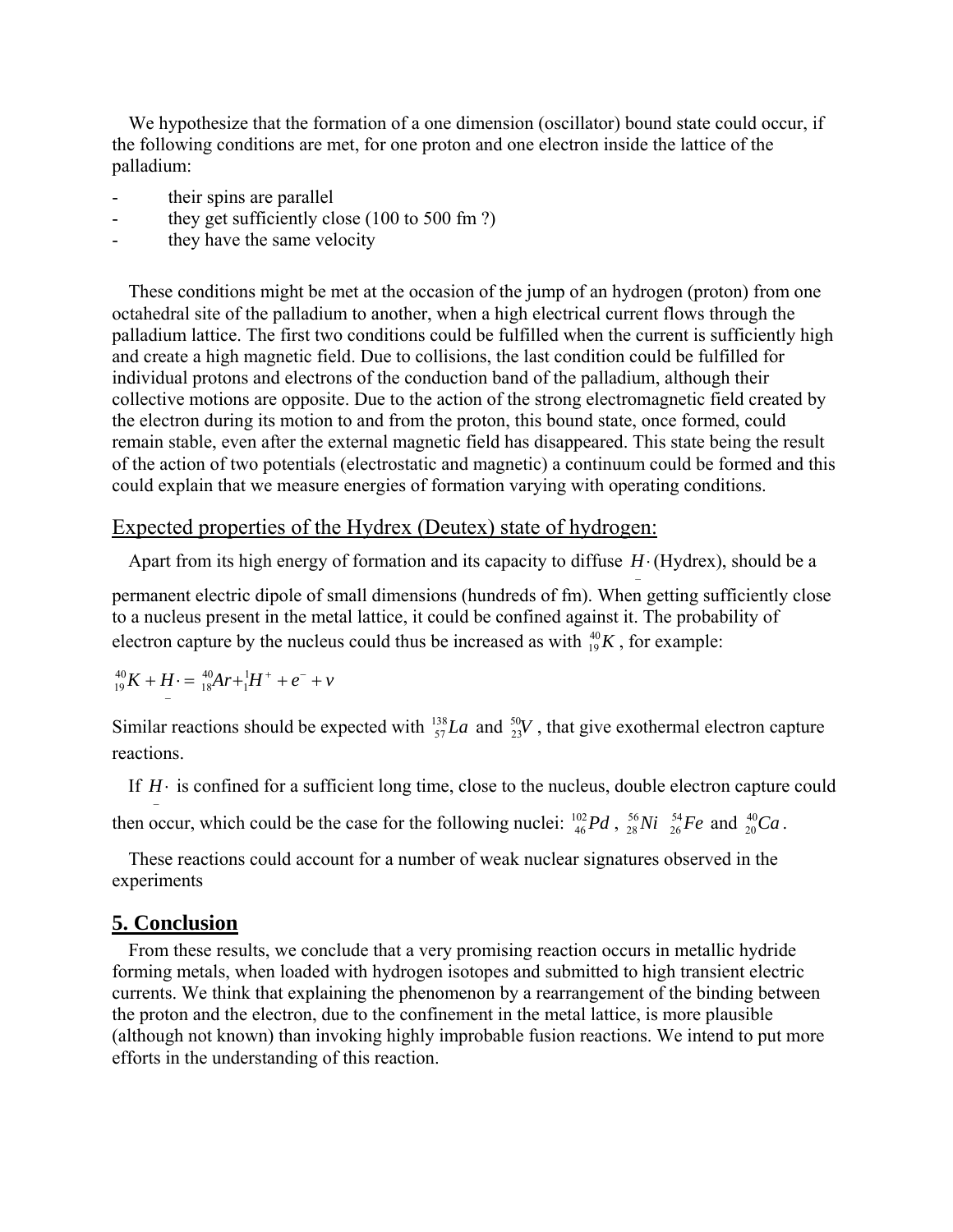We hypothesize that the formation of a one dimension (oscillator) bound state could occur, if the following conditions are met, for one proton and one electron inside the lattice of the palladium:

- their spins are parallel
- they get sufficiently close (100 to 500 fm ?)
- they have the same velocity

These conditions might be met at the occasion of the jump of an hydrogen (proton) from one octahedral site of the palladium to another, when a high electrical current flows through the palladium lattice. The first two conditions could be fulfilled when the current is sufficiently high and create a high magnetic field. Due to collisions, the last condition could be fulfilled for individual protons and electrons of the conduction band of the palladium, although their collective motions are opposite. Due to the action of the strong electromagnetic field created by the electron during its motion to and from the proton, this bound state, once formed, could remain stable, even after the external magnetic field has disappeared. This state being the result of the action of two potentials (electrostatic and magnetic) a continuum could be formed and this could explain that we measure energies of formation varying with operating conditions.

## Expected properties of the Hydrex (Deutex) state of hydrogen:

Apart from its high energy of formation and its capacity to diffuse $\underset{-}{H\cdot}$ (Hydrex), should be a permanent electric dipole of small dimensions (hundreds of fm). When getting sufficiently close to a nucleus present in the metal lattice, it could be confined against it. The probability of electron capture by the nucleus could thus be increased as with ${}^{40}_{19}K$, for example:

$${}^{40}_{19}K + \underset{-}{H\cdot} = {}^{40}_{18}Ar + {}^{1}_{1}H^{+} + e^{-} + v$$

Similar reactions should be expected with ${}^{138}_{57}La$ and ${}^{50}_{23}V$, that give exothermal electron capture reactions.

If $\underset{-}{H\cdot}$ is confined for a sufficient long time, close to the nucleus, double electron capture could then occur, which could be the case for the following nuclei: ${}^{102}_{46}Pd$, ${}^{56}_{28}Ni$ ${}^{54}_{26}Fe$ and ${}^{40}_{20}Ca$.

These reactions could account for a number of weak nuclear signatures observed in the experiments

## 5. Conclusion

From these results, we conclude that a very promising reaction occurs in metallic hydride forming metals, when loaded with hydrogen isotopes and submitted to high transient electric currents. We think that explaining the phenomenon by a rearrangement of the binding between the proton and the electron, due to the confinement in the metal lattice, is more plausible (although not known) than invoking highly improbable fusion reactions. We intend to put more efforts in the understanding of this reaction.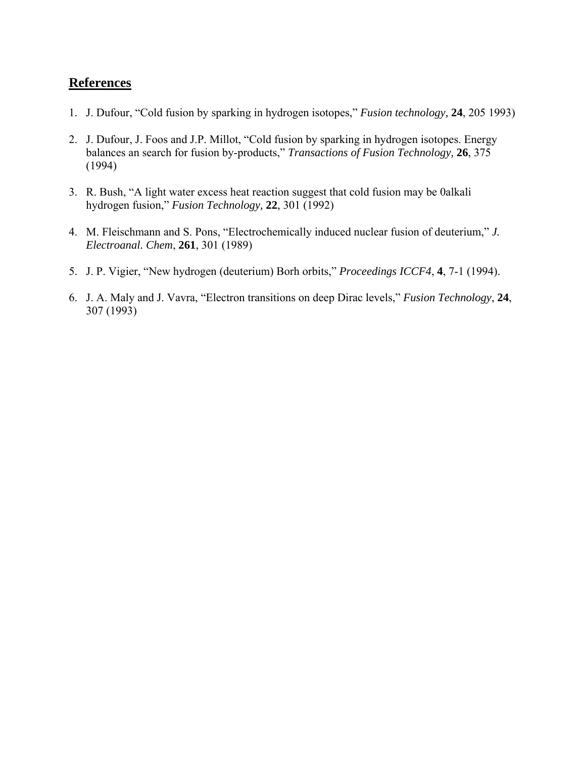## References

1. J. Dufour, "Cold fusion by sparking in hydrogen isotopes," *Fusion technology,* **24**, 205 1993)
2. J. Dufour, J. Foos and J.P. Millot, "Cold fusion by sparking in hydrogen isotopes. Energy balances an search for fusion by-products," *Transactions of Fusion Technology,* **26**, 375 (1994)
3. R. Bush, "A light water excess heat reaction suggest that cold fusion may be 0alkali hydrogen fusion," *Fusion Technology,* **22**, 301 (1992)
4. M. Fleischmann and S. Pons, "Electrochemically induced nuclear fusion of deuterium," *J. Electroanal. Chem*, **261**, 301 (1989)
5. J. P. Vigier, "New hydrogen (deuterium) Borh orbits," *Proceedings ICCF4*, **4**, 7-1 (1994).
6. J. A. Maly and J. Vavra, "Electron transitions on deep Dirac levels," *Fusion Technology*, **24**, 307 (1993)